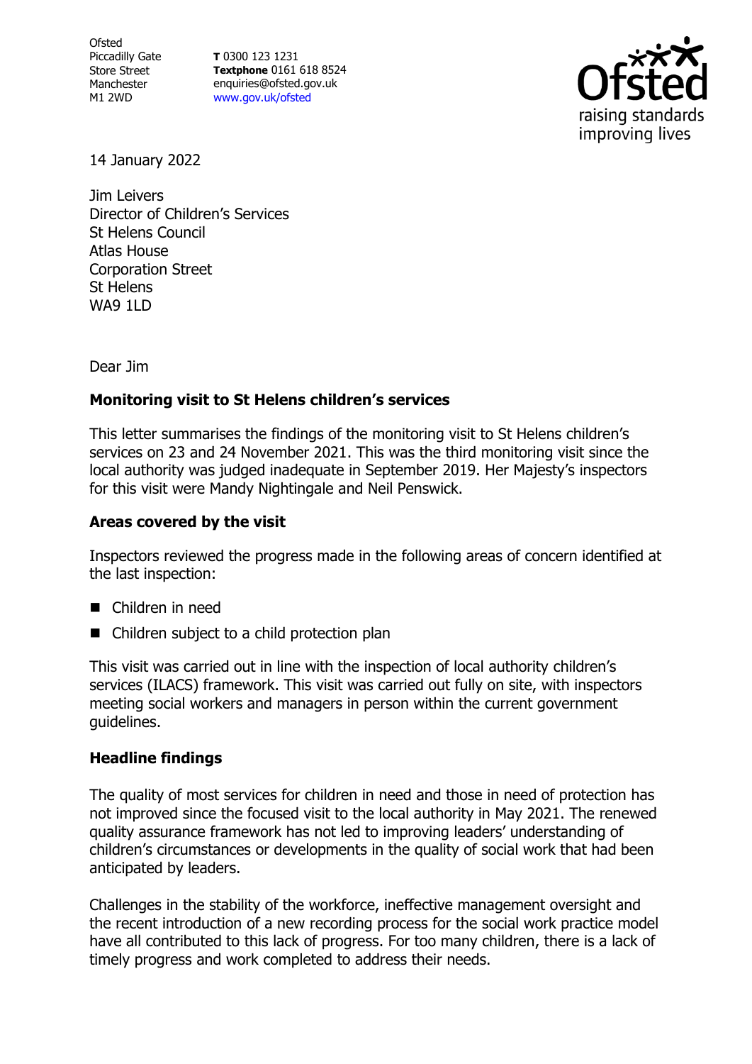Ofsted
Piccadilly Gate
Store Street
Manchester
M1 2WD

**T** 0300 123 1231
**Textphone** 0161 618 8524
enquiries@ofsted.gov.uk
www.gov.uk/ofsted

14 January 2022

Jim Leivers
Director of Children's Services
St Helens Council
Atlas House
Corporation Street
St Helens
WA9 1LD

Dear Jim

**Monitoring visit to St Helens children's services**

This letter summarises the findings of the monitoring visit to St Helens children's services on 23 and 24 November 2021. This was the third monitoring visit since the local authority was judged inadequate in September 2019. Her Majesty's inspectors for this visit were Mandy Nightingale and Neil Penswick.

**Areas covered by the visit**

Inspectors reviewed the progress made in the following areas of concern identified at the last inspection:

- Children in need
- Children subject to a child protection plan

This visit was carried out in line with the inspection of local authority children's services (ILACS) framework. This visit was carried out fully on site, with inspectors meeting social workers and managers in person within the current government guidelines.

**Headline findings**

The quality of most services for children in need and those in need of protection has not improved since the focused visit to the local authority in May 2021. The renewed quality assurance framework has not led to improving leaders' understanding of children's circumstances or developments in the quality of social work that had been anticipated by leaders.

Challenges in the stability of the workforce, ineffective management oversight and the recent introduction of a new recording process for the social work practice model have all contributed to this lack of progress. For too many children, there is a lack of timely progress and work completed to address their needs.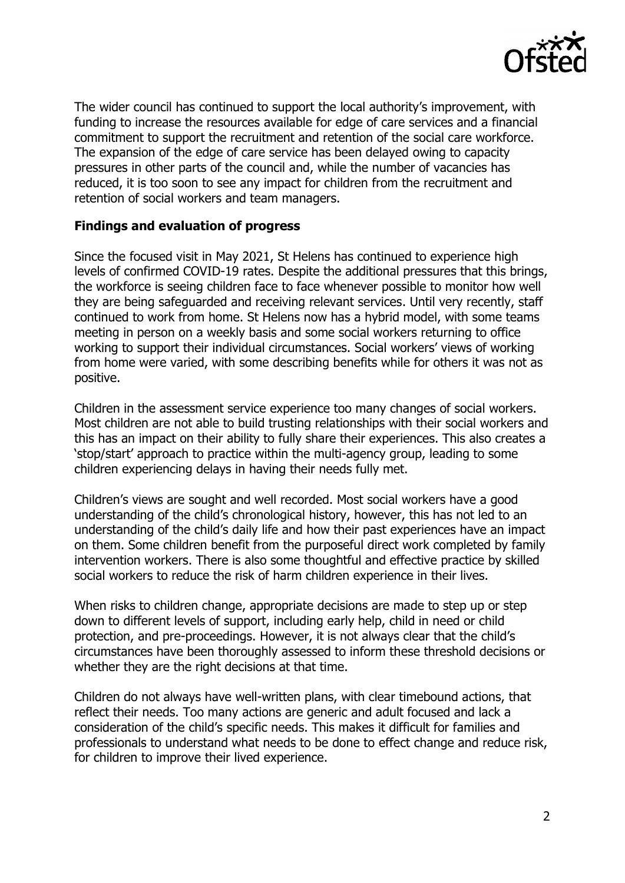The wider council has continued to support the local authority's improvement, with funding to increase the resources available for edge of care services and a financial commitment to support the recruitment and retention of the social care workforce. The expansion of the edge of care service has been delayed owing to capacity pressures in other parts of the council and, while the number of vacancies has reduced, it is too soon to see any impact for children from the recruitment and retention of social workers and team managers.

## Findings and evaluation of progress

Since the focused visit in May 2021, St Helens has continued to experience high levels of confirmed COVID-19 rates. Despite the additional pressures that this brings, the workforce is seeing children face to face whenever possible to monitor how well they are being safeguarded and receiving relevant services. Until very recently, staff continued to work from home. St Helens now has a hybrid model, with some teams meeting in person on a weekly basis and some social workers returning to office working to support their individual circumstances. Social workers' views of working from home were varied, with some describing benefits while for others it was not as positive.

Children in the assessment service experience too many changes of social workers. Most children are not able to build trusting relationships with their social workers and this has an impact on their ability to fully share their experiences. This also creates a 'stop/start' approach to practice within the multi-agency group, leading to some children experiencing delays in having their needs fully met.

Children's views are sought and well recorded. Most social workers have a good understanding of the child's chronological history, however, this has not led to an understanding of the child's daily life and how their past experiences have an impact on them. Some children benefit from the purposeful direct work completed by family intervention workers. There is also some thoughtful and effective practice by skilled social workers to reduce the risk of harm children experience in their lives.

When risks to children change, appropriate decisions are made to step up or step down to different levels of support, including early help, child in need or child protection, and pre-proceedings. However, it is not always clear that the child's circumstances have been thoroughly assessed to inform these threshold decisions or whether they are the right decisions at that time.

Children do not always have well-written plans, with clear timebound actions, that reflect their needs. Too many actions are generic and adult focused and lack a consideration of the child's specific needs. This makes it difficult for families and professionals to understand what needs to be done to effect change and reduce risk, for children to improve their lived experience.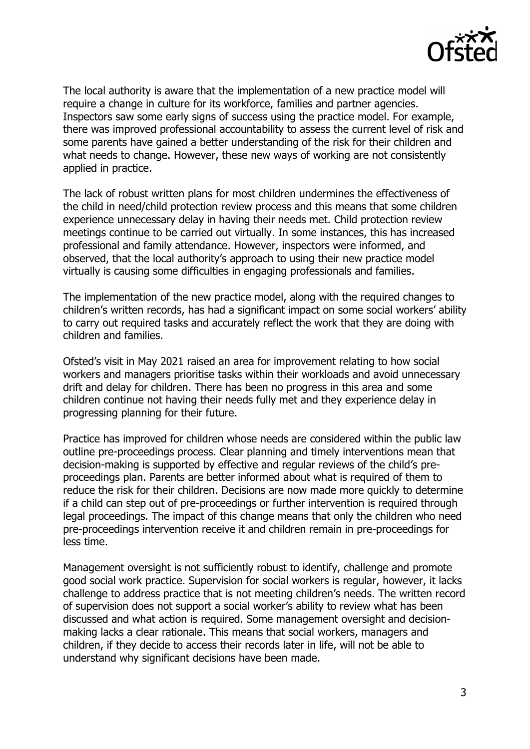The local authority is aware that the implementation of a new practice model will require a change in culture for its workforce, families and partner agencies. Inspectors saw some early signs of success using the practice model. For example, there was improved professional accountability to assess the current level of risk and some parents have gained a better understanding of the risk for their children and what needs to change. However, these new ways of working are not consistently applied in practice.

The lack of robust written plans for most children undermines the effectiveness of the child in need/child protection review process and this means that some children experience unnecessary delay in having their needs met. Child protection review meetings continue to be carried out virtually. In some instances, this has increased professional and family attendance. However, inspectors were informed, and observed, that the local authority's approach to using their new practice model virtually is causing some difficulties in engaging professionals and families.

The implementation of the new practice model, along with the required changes to children's written records, has had a significant impact on some social workers' ability to carry out required tasks and accurately reflect the work that they are doing with children and families.

Ofsted's visit in May 2021 raised an area for improvement relating to how social workers and managers prioritise tasks within their workloads and avoid unnecessary drift and delay for children. There has been no progress in this area and some children continue not having their needs fully met and they experience delay in progressing planning for their future.

Practice has improved for children whose needs are considered within the public law outline pre-proceedings process. Clear planning and timely interventions mean that decision-making is supported by effective and regular reviews of the child's pre-proceedings plan. Parents are better informed about what is required of them to reduce the risk for their children. Decisions are now made more quickly to determine if a child can step out of pre-proceedings or further intervention is required through legal proceedings. The impact of this change means that only the children who need pre-proceedings intervention receive it and children remain in pre-proceedings for less time.

Management oversight is not sufficiently robust to identify, challenge and promote good social work practice. Supervision for social workers is regular, however, it lacks challenge to address practice that is not meeting children's needs. The written record of supervision does not support a social worker's ability to review what has been discussed and what action is required. Some management oversight and decision-making lacks a clear rationale. This means that social workers, managers and children, if they decide to access their records later in life, will not be able to understand why significant decisions have been made.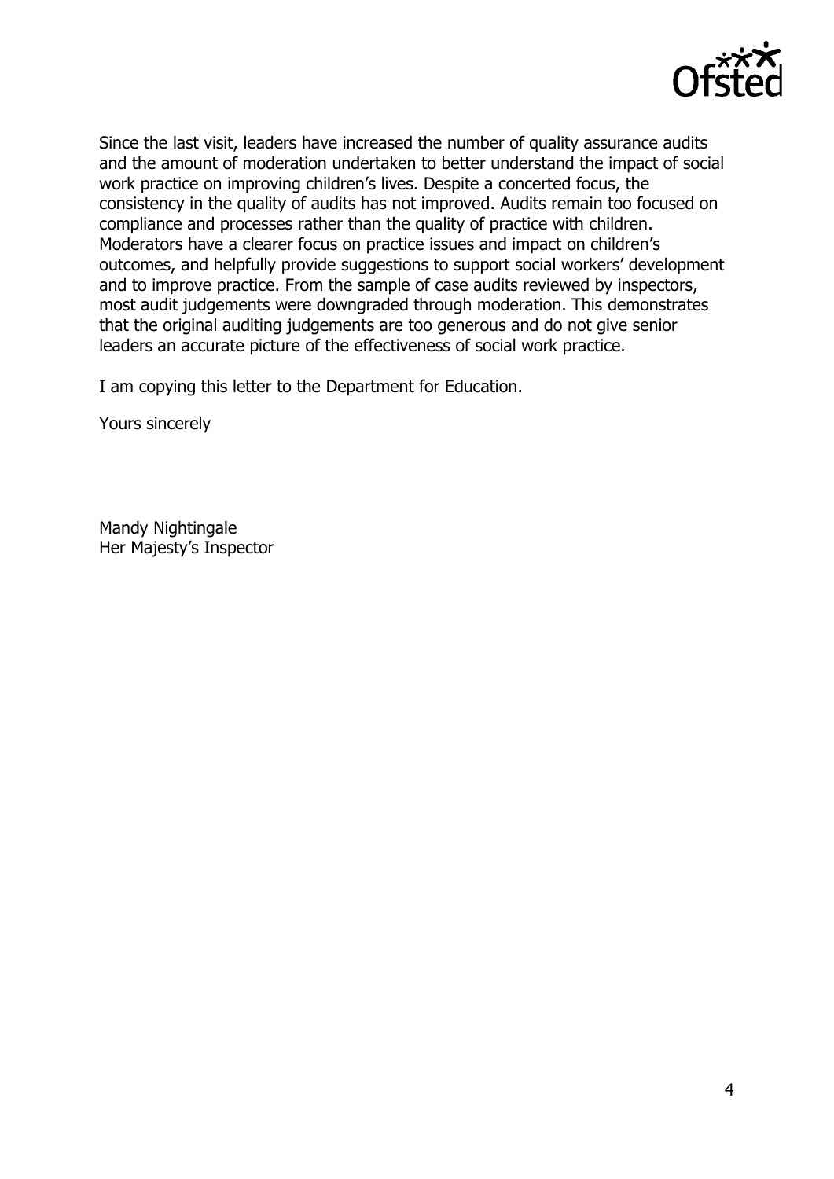Since the last visit, leaders have increased the number of quality assurance audits and the amount of moderation undertaken to better understand the impact of social work practice on improving children's lives. Despite a concerted focus, the consistency in the quality of audits has not improved. Audits remain too focused on compliance and processes rather than the quality of practice with children. Moderators have a clearer focus on practice issues and impact on children's outcomes, and helpfully provide suggestions to support social workers' development and to improve practice. From the sample of case audits reviewed by inspectors, most audit judgements were downgraded through moderation. This demonstrates that the original auditing judgements are too generous and do not give senior leaders an accurate picture of the effectiveness of social work practice.

I am copying this letter to the Department for Education.

Yours sincerely

Mandy Nightingale
Her Majesty's Inspector